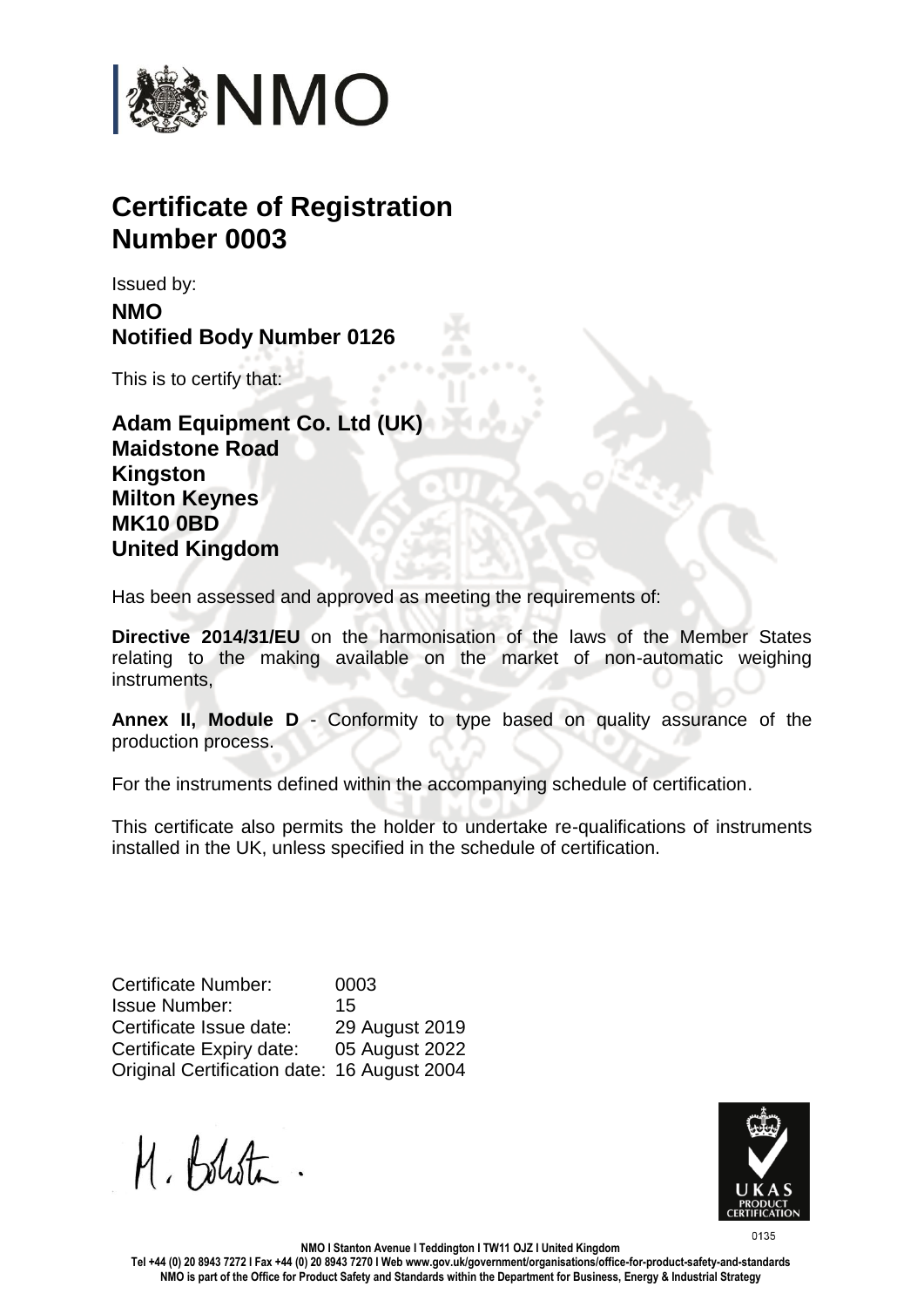# Certificate of Registration
# Number 0003

Issued by:

**NMO**
**Notified Body Number 0126**

This is to certify that:

**Adam Equipment Co. Ltd (UK)**
**Maidstone Road**
**Kingston**
**Milton Keynes**
**MK10 0BD**
**United Kingdom**

Has been assessed and approved as meeting the requirements of:

**Directive 2014/31/EU** on the harmonisation of the laws of the Member States relating to the making available on the market of non-automatic weighing instruments,

**Annex II, Module D** - Conformity to type based on quality assurance of the production process.

For the instruments defined within the accompanying schedule of certification.

This certificate also permits the holder to undertake re-qualifications of instruments installed in the UK, unless specified in the schedule of certification.

| | |
|---|---|
| Certificate Number: | 0003 |
| Issue Number: | 15 |
| Certificate Issue date: | 29 August 2019 |
| Certificate Expiry date: | 05 August 2022 |
| Original Certification date: | 16 August 2004 |

M. Bolster.

UKAS PRODUCT CERTIFICATION 0135

**NMO I Stanton Avenue I Teddington I TW11 OJZ I United Kingdom**
**Tel +44 (0) 20 8943 7272 I Fax +44 (0) 20 8943 7270 I Web www.gov.uk/government/organisations/office-for-product-safety-and-standards**
**NMO is part of the Office for Product Safety and Standards within the Department for Business, Energy & Industrial Strategy**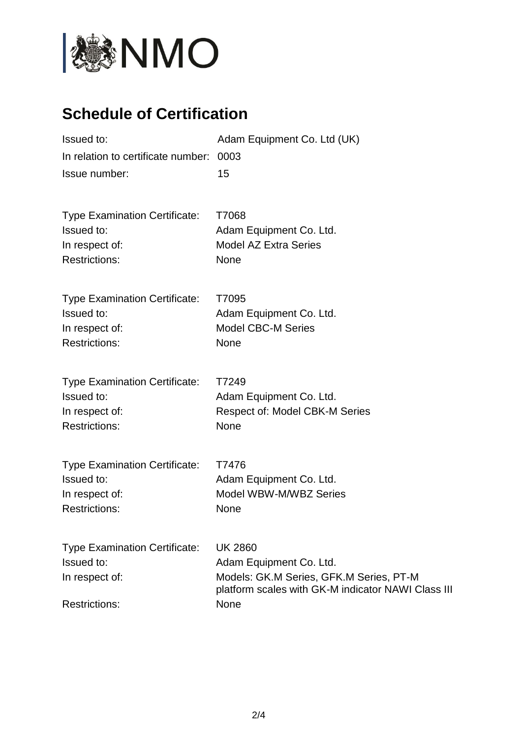NMO

# Schedule of Certification

Issued to: Adam Equipment Co. Ltd (UK)
In relation to certificate number: 0003
Issue number: 15

Type Examination Certificate: T7068
Issued to: Adam Equipment Co. Ltd.
In respect of: Model AZ Extra Series
Restrictions: None

Type Examination Certificate: T7095
Issued to: Adam Equipment Co. Ltd.
In respect of: Model CBC-M Series
Restrictions: None

Type Examination Certificate: T7249
Issued to: Adam Equipment Co. Ltd.
In respect of: Respect of: Model CBK-M Series
Restrictions: None

Type Examination Certificate: T7476
Issued to: Adam Equipment Co. Ltd.
In respect of: Model WBW-M/WBZ Series
Restrictions: None

Type Examination Certificate: UK 2860
Issued to: Adam Equipment Co. Ltd.
In respect of: Models: GK.M Series, GFK.M Series, PT-M platform scales with GK-M indicator NAWI Class III
Restrictions: None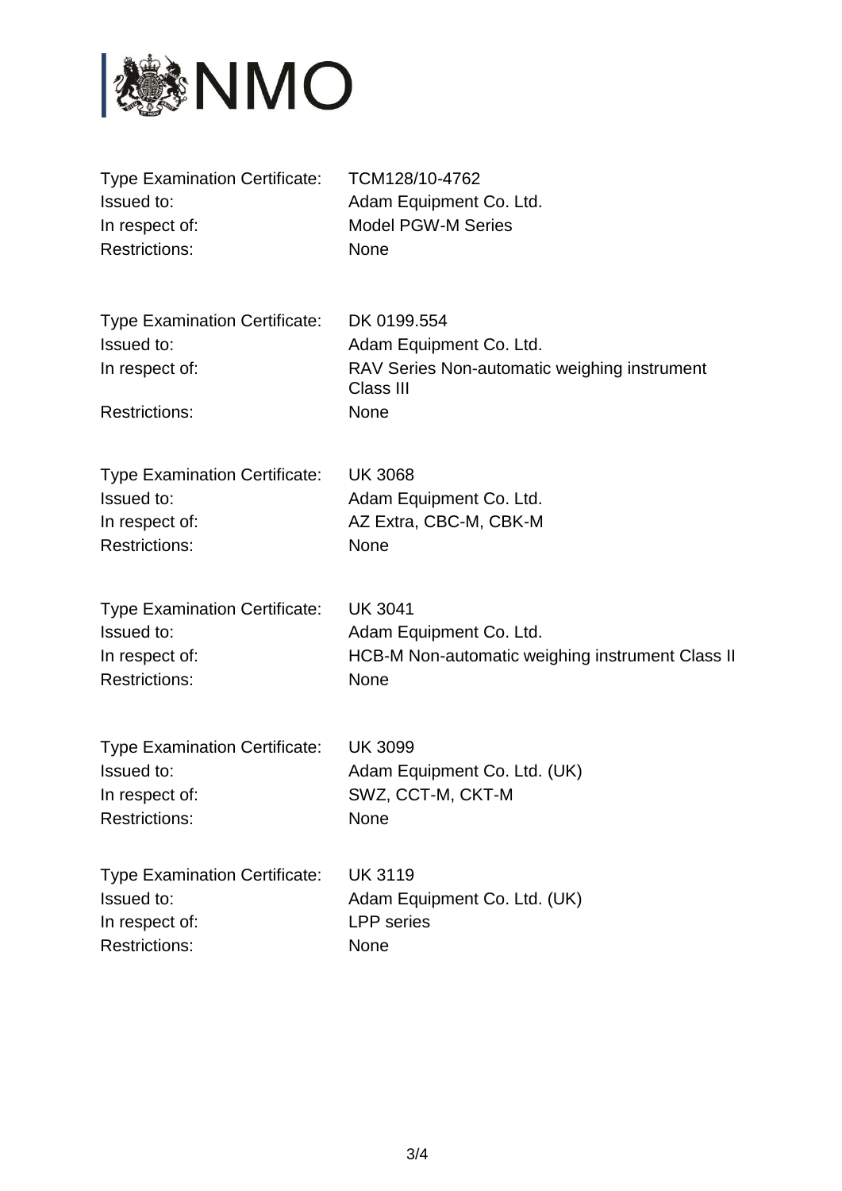NMO

| | |
|---|---|
| Type Examination Certificate: | TCM128/10-4762 |
| Issued to: | Adam Equipment Co. Ltd. |
| In respect of: | Model PGW-M Series |
| Restrictions: | None |

| | |
|---|---|
| Type Examination Certificate: | DK 0199.554 |
| Issued to: | Adam Equipment Co. Ltd. |
| In respect of: | RAV Series Non-automatic weighing instrument Class III |
| Restrictions: | None |

| | |
|---|---|
| Type Examination Certificate: | UK 3068 |
| Issued to: | Adam Equipment Co. Ltd. |
| In respect of: | AZ Extra, CBC-M, CBK-M |
| Restrictions: | None |

| | |
|---|---|
| Type Examination Certificate: | UK 3041 |
| Issued to: | Adam Equipment Co. Ltd. |
| In respect of: | HCB-M Non-automatic weighing instrument Class II |
| Restrictions: | None |

| | |
|---|---|
| Type Examination Certificate: | UK 3099 |
| Issued to: | Adam Equipment Co. Ltd. (UK) |
| In respect of: | SWZ, CCT-M, CKT-M |
| Restrictions: | None |

| | |
|---|---|
| Type Examination Certificate: | UK 3119 |
| Issued to: | Adam Equipment Co. Ltd. (UK) |
| In respect of: | LPP series |
| Restrictions: | None |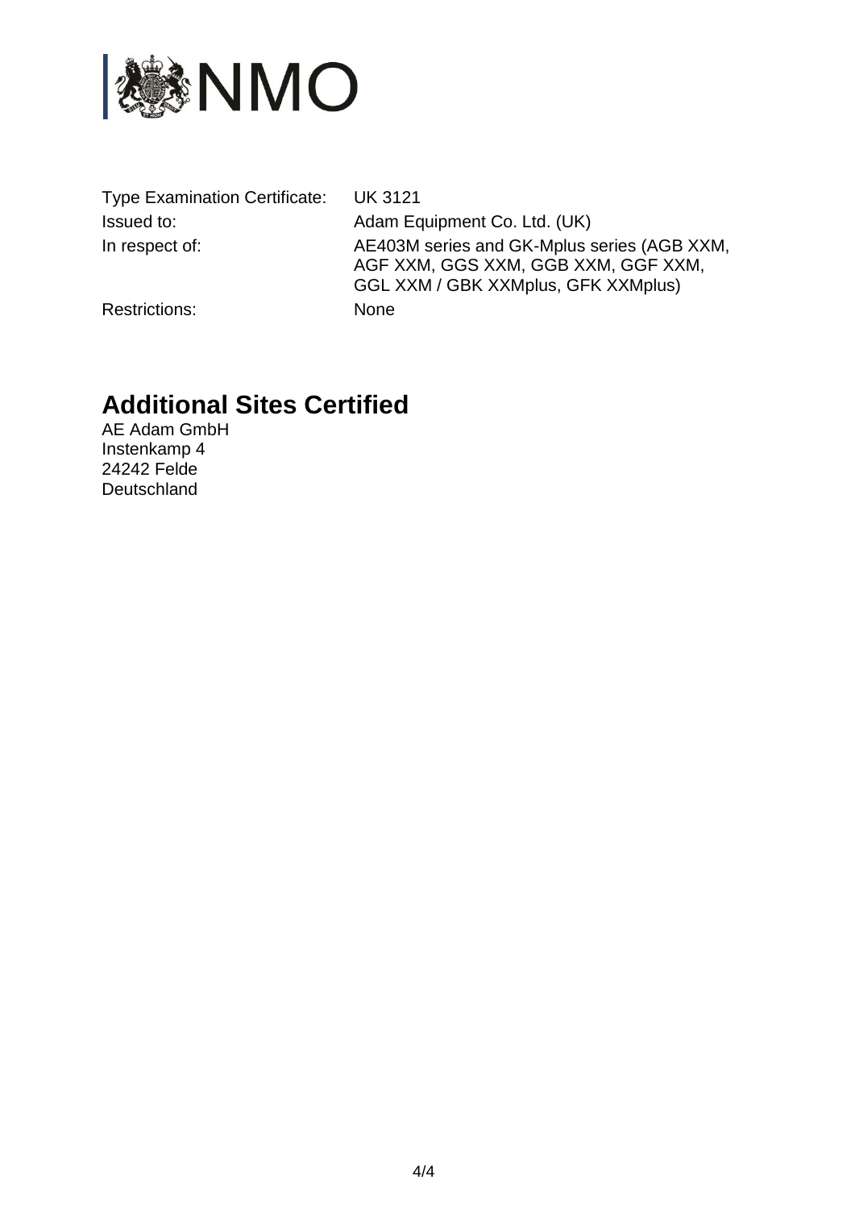NMO

| | |
|---|---|
| Type Examination Certificate: | UK 3121 |
| Issued to: | Adam Equipment Co. Ltd. (UK) |
| In respect of: | AE403M series and GK-Mplus series (AGB XXM, AGF XXM, GGS XXM, GGB XXM, GGF XXM, GGL XXM / GBK XXMplus, GFK XXMplus) |
| Restrictions: | None |

## Additional Sites Certified

AE Adam GmbH
Instenkamp 4
24242 Felde
Deutschland